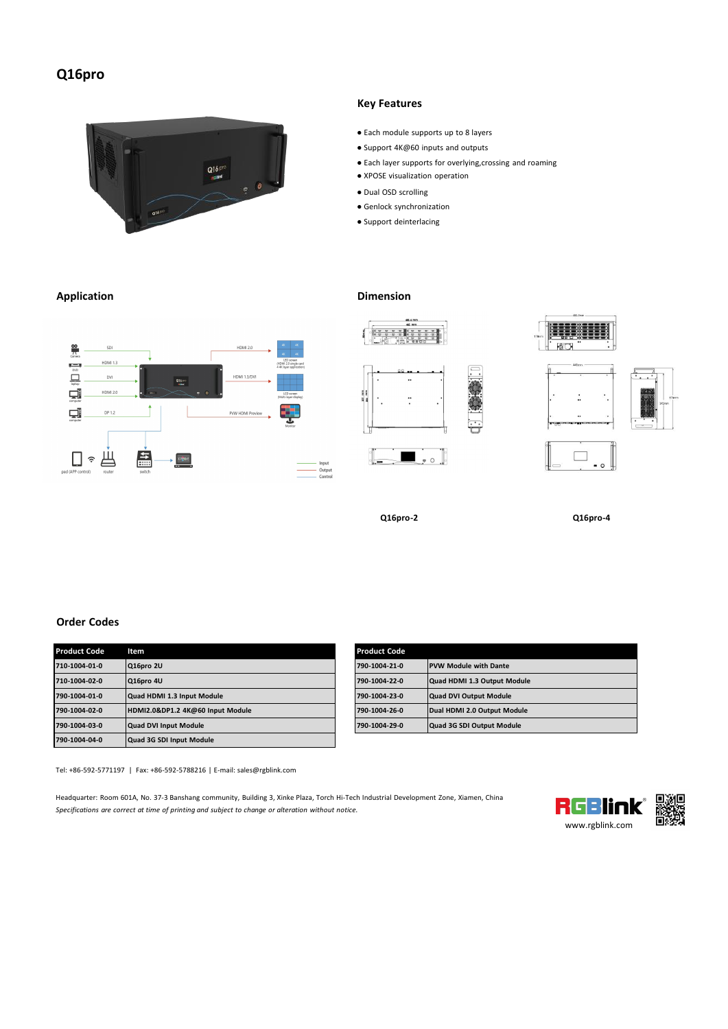# Q16pro

## Key Features

- Each module supports up to 8 layers
- Support 4K@60 inputs and outputs
- Each layer supports for overlying,crossing and roaming
- XPOSE visualization operation
- Dual OSD scrolling
- Genlock synchronization
- Support deinterlacing

## Application

## Dimension

Q16pro-2

Q16pro-4

## Order Codes

| Product Code | Item |
|---|---|
| 710-1004-01-0 | Q16pro 2U |
| 710-1004-02-0 | Q16pro 4U |
| 790-1004-01-0 | Quad HDMI 1.3 Input Module |
| 790-1004-02-0 | HDMI2.0&DP1.2 4K@60 Input Module |
| 790-1004-03-0 | Quad DVI Input Module |
| 790-1004-04-0 | Quad 3G SDI Input Module |

| Product Code | |
|---|---|
| 790-1004-21-0 | PVW Module with Dante |
| 790-1004-22-0 | Quad HDMI 1.3 Output Module |
| 790-1004-23-0 | Quad DVI Output Module |
| 790-1004-26-0 | Dual HDMI 2.0 Output Module |
| 790-1004-29-0 | Quad 3G SDI Output Module |

Tel: +86-592-5771197 | Fax: +86-592-5788216 | E-mail: sales@rgblink.com

Headquarter: Room 601A, No. 37-3 Banshang community, Building 3, Xinke Plaza, Torch Hi-Tech Industrial Development Zone, Xiamen, China

*Specifications are correct at time of printing and subject to change or alteration without notice.*

www.rgblink.com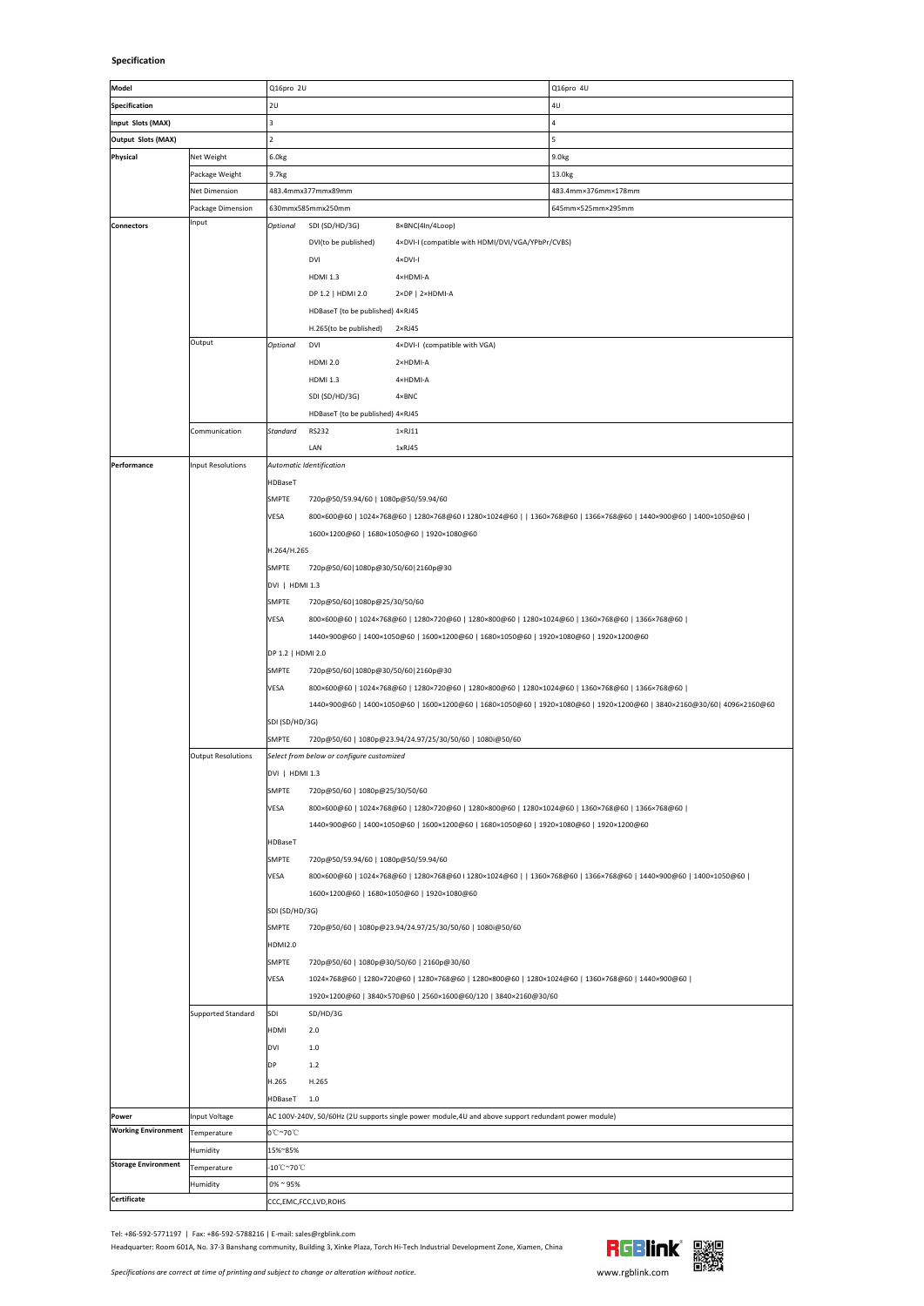**Specification**

| | | | | | |
|---|---|---|---|---|---|
| **Model** | | Q16pro 2U | | | Q16pro 4U |
| **Specification** | | 2U | | | 4U |
| **Input Slots (MAX)** | | 3 | | | 4 |
| **Output Slots (MAX)** | | 2 | | | 5 |
| **Physical** | Net Weight | 6.0kg | | | 9.0kg |
| | Package Weight | 9.7kg | | | 13.0kg |
| | Net Dimension | 483.4mmx377mmx89mm | | | 483.4mm×376mm×178mm |
| | Package Dimension | 630mmx585mmx250mm | | | 645mm×525mm×295mm |
| **Connectors** | Input | *Optional* | SDI (SD/HD/3G) | 8×BNC(4In/4Loop) | |
| | | | DVI(to be published) | 4×DVI-I (compatible with HDMI/DVI/VGA/YPbPr/CVBS) | |
| | | | DVI | 4×DVI-I | |
| | | | HDMI 1.3 | 4×HDMI-A | |
| | | | DP 1.2 \| HDMI 2.0 | 2×DP \| 2×HDMI-A | |
| | | | HDBaseT (to be published) | 4×RJ45 | |
| | | | H.265(to be published) | 2×RJ45 | |
| | Output | *Optional* | DVI | 4×DVI-I (compatible with VGA) | |
| | | | HDMI 2.0 | 2×HDMI-A | |
| | | | HDMI 1.3 | 4×HDMI-A | |
| | | | SDI (SD/HD/3G) | 4×BNC | |
| | | | HDBaseT (to be published) | 4×RJ45 | |
| | Communication | *Standard* | RS232 | 1×RJ11 | |
| | | | LAN | 1xRJ45 | |
| **Performance** | Input Resolutions | *Automatic Identification* | | | |
| | | HDBaseT | | | |
| | | SMPTE | 720p@50/59.94/60 \| 1080p@50/59.94/60 | | |
| | | VESA | 800×600@60 \| 1024×768@60 \| 1280×768@60 I 1280×1024@60 \| \| 1360×768@60 \| 1366×768@60 \| 1440×900@60 \| 1400×1050@60 \| 1600×1200@60 \| 1680×1050@60 \| 1920×1080@60 | | |
| | | H.264/H.265 | | | |
| | | SMPTE | 720p@50/60\|1080p@30/50/60\|2160p@30 | | |
| | | DVI \| HDMI 1.3 | | | |
| | | SMPTE | 720p@50/60\|1080p@25/30/50/60 | | |
| | | VESA | 800×600@60 \| 1024×768@60 \| 1280×720@60 \| 1280×800@60 \| 1280×1024@60 \| 1360×768@60 \| 1366×768@60 \| 1440×900@60 \| 1400×1050@60 \| 1600×1200@60 \| 1680×1050@60 \| 1920×1080@60 \| 1920×1200@60 | | |
| | | DP 1.2 \| HDMI 2.0 | | | |
| | | SMPTE | 720p@50/60\|1080p@30/50/60\|2160p@30 | | |
| | | VESA | 800×600@60 \| 1024×768@60 \| 1280×720@60 \| 1280×800@60 \| 1280×1024@60 \| 1360×768@60 \| 1366×768@60 \| 1440×900@60 \| 1400×1050@60 \| 1600×1200@60 \| 1680×1050@60 \| 1920×1080@60 \| 1920×1200@60 \| 3840×2160@30/60\| 4096×2160@60 | | |
| | | SDI (SD/HD/3G) | | | |
| | | SMPTE | 720p@50/60 \| 1080p@23.94/24.97/25/30/50/60 \| 1080i@50/60 | | |
| | Output Resolutions | *Select from below or configure customized* | | | |
| | | DVI \| HDMI 1.3 | | | |
| | | SMPTE | 720p@50/60 \| 1080p@25/30/50/60 | | |
| | | VESA | 800×600@60 \| 1024×768@60 \| 1280×720@60 \| 1280×800@60 \| 1280×1024@60 \| 1360×768@60 \| 1366×768@60 \| 1440×900@60 \| 1400×1050@60 \| 1600×1200@60 \| 1680×1050@60 \| 1920×1080@60 \| 1920×1200@60 | | |
| | | HDBaseT | | | |
| | | SMPTE | 720p@50/59.94/60 \| 1080p@50/59.94/60 | | |
| | | VESA | 800×600@60 \| 1024×768@60 \| 1280×768@60 I 1280×1024@60 \| \| 1360×768@60 \| 1366×768@60 \| 1440×900@60 \| 1400×1050@60 \| 1600×1200@60 \| 1680×1050@60 \| 1920×1080@60 | | |
| | | SDI (SD/HD/3G) | | | |
| | | SMPTE | 720p@50/60 \| 1080p@23.94/24.97/25/30/50/60 \| 1080i@50/60 | | |
| | | HDMI2.0 | | | |
| | | SMPTE | 720p@50/60 \| 1080p@30/50/60 \| 2160p@30/60 | | |
| | | VESA | 1024×768@60 \| 1280×720@60 \| 1280×768@60 \| 1280×800@60 \| 1280×1024@60 \| 1360×768@60 \| 1440×900@60 \| 1920×1200@60 \| 3840×570@60 \| 2560×1600@60/120 \| 3840×2160@30/60 | | |
| | Supported Standard | SDI | SD/HD/3G | | |
| | | HDMI | 2.0 | | |
| | | DVI | 1.0 | | |
| | | DP | 1.2 | | |
| | | H.265 | H.265 | | |
| | | HDBaseT | 1.0 | | |
| **Power** | Input Voltage | AC 100V-240V, 50/60Hz (2U supports single power module,4U and above support redundant power module) | | | |
| **Working Environment** | Temperature | 0℃~70℃ | | | |
| | Humidity | 15%~85% | | | |
| **Storage Environment** | Temperature | -10℃~70℃ | | | |
| | Humidity | 0% ~ 95% | | | |
| **Certificate** | | CCC,EMC,FCC,LVD,ROHS | | | |

Tel: +86-592-5771197 | Fax: +86-592-5788216 | E-mail: sales@rgblink.com

Headquarter: Room 601A, No. 37-3 Banshang community, Building 3, Xinke Plaza, Torch Hi-Tech Industrial Development Zone, Xiamen, China

*Specifications are correct at time of printing and subject to change or alteration without notice.*

www.rgblink.com